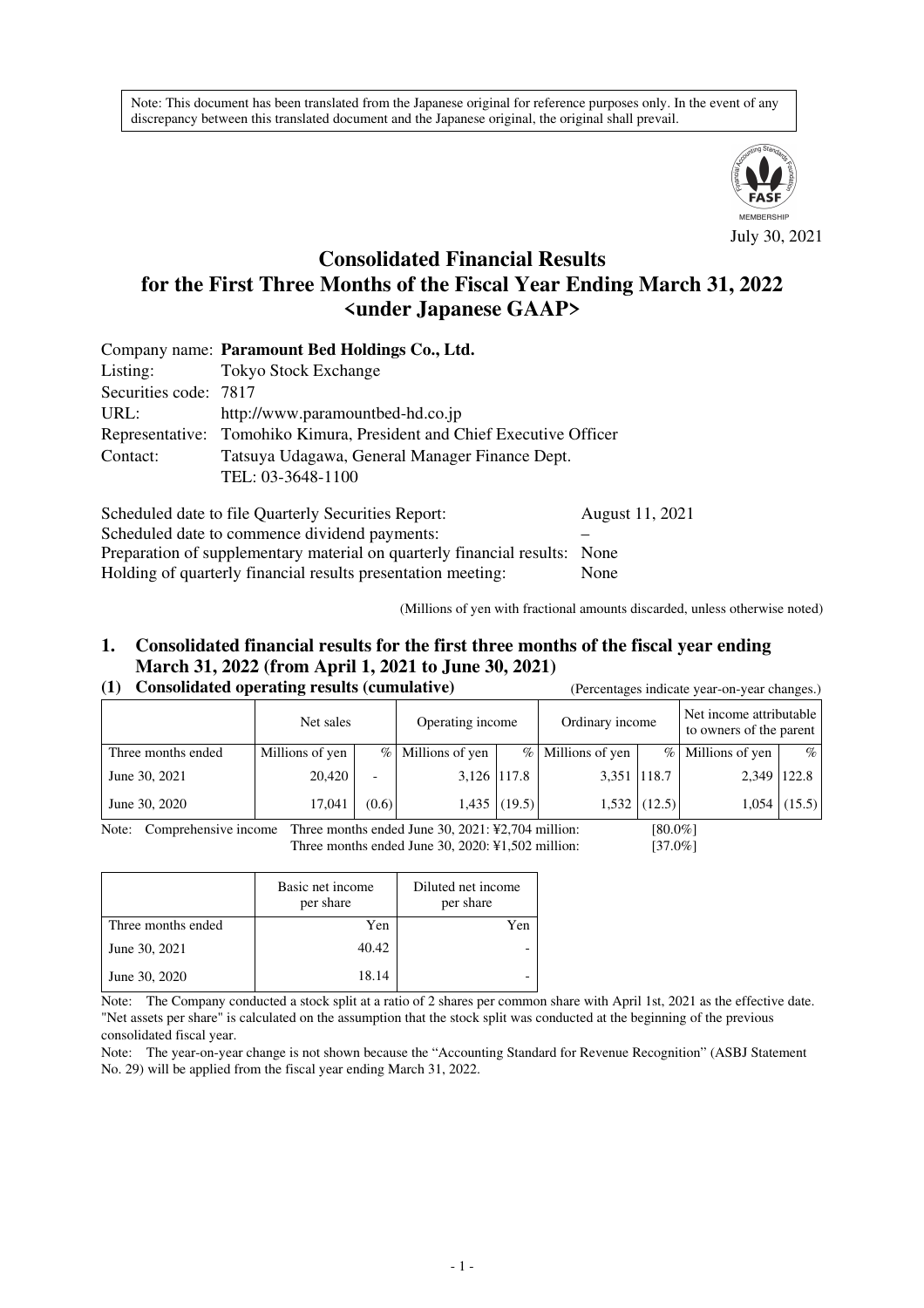Note: This document has been translated from the Japanese original for reference purposes only. In the event of any discrepancy between this translated document and the Japanese original, the original shall prevail.

July 30, 2021

# Consolidated Financial Results for the First Three Months of the Fiscal Year Ending March 31, 2022 <under Japanese GAAP>

Company name: **Paramount Bed Holdings Co., Ltd.**
Listing: Tokyo Stock Exchange
Securities code: 7817
URL: http://www.paramountbed-hd.co.jp
Representative: Tomohiko Kimura, President and Chief Executive Officer
Contact: Tatsuya Udagawa, General Manager Finance Dept.
TEL: 03-3648-1100

Scheduled date to file Quarterly Securities Report: August 11, 2021
Scheduled date to commence dividend payments: –
Preparation of supplementary material on quarterly financial results: None
Holding of quarterly financial results presentation meeting: None

(Millions of yen with fractional amounts discarded, unless otherwise noted)

## 1. Consolidated financial results for the first three months of the fiscal year ending March 31, 2022 (from April 1, 2021 to June 30, 2021)

### (1) Consolidated operating results (cumulative)

(Percentages indicate year-on-year changes.)

| | Net sales | | Operating income | | Ordinary income | | Net income attributable to owners of the parent | |
|---|---|---|---|---|---|---|---|---|
| Three months ended | Millions of yen | % | Millions of yen | % | Millions of yen | % | Millions of yen | % |
| June 30, 2021 | 20,420 | - | 3,126 | 117.8 | 3,351 | 118.7 | 2,349 | 122.8 |
| June 30, 2020 | 17,041 | (0.6) | 1,435 | (19.5) | 1,532 | (12.5) | 1,054 | (15.5) |

Note: Comprehensive income Three months ended June 30, 2021: ¥2,704 million: [80.0%]
Three months ended June 30, 2020: ¥1,502 million: [37.0%]

| | Basic net income per share | Diluted net income per share |
|---|---|---|
| Three months ended | Yen | Yen |
| June 30, 2021 | 40.42 | - |
| June 30, 2020 | 18.14 | - |

Note: The Company conducted a stock split at a ratio of 2 shares per common share with April 1st, 2021 as the effective date. "Net assets per share" is calculated on the assumption that the stock split was conducted at the beginning of the previous consolidated fiscal year.

Note: The year-on-year change is not shown because the "Accounting Standard for Revenue Recognition" (ASBJ Statement No. 29) will be applied from the fiscal year ending March 31, 2022.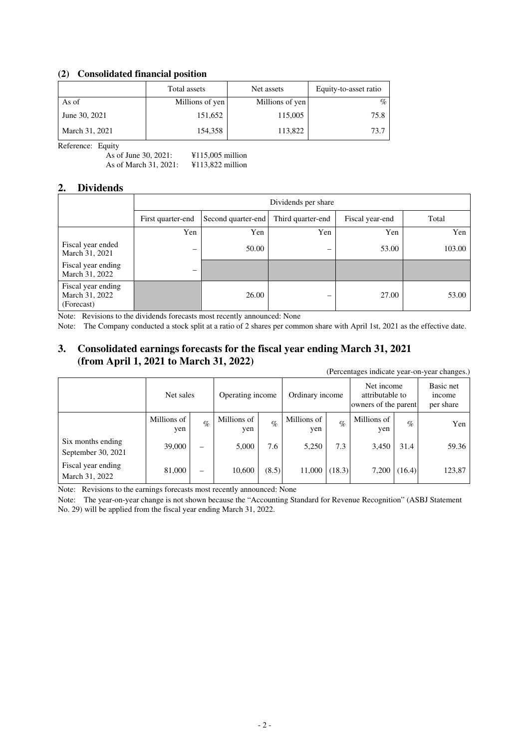### (2) Consolidated financial position

| | Total assets | Net assets | Equity-to-asset ratio |
|---|---|---|---|
| As of | Millions of yen | Millions of yen | % |
| June 30, 2021 | 151,652 | 115,005 | 75.8 |
| March 31, 2021 | 154,358 | 113,822 | 73.7 |

Reference: Equity
As of June 30, 2021: ¥115,005 million
As of March 31, 2021: ¥113,822 million

## 2. Dividends

| | Dividends per share | | | | |
|---|---|---|---|---|---|
| | First quarter-end | Second quarter-end | Third quarter-end | Fiscal year-end | Total |
| | Yen | Yen | Yen | Yen | Yen |
| Fiscal year ended March 31, 2021 | – | 50.00 | – | 53.00 | 103.00 |
| Fiscal year ending March 31, 2022 | – | | | | |
| Fiscal year ending March 31, 2022 (Forecast) | | 26.00 | – | 27.00 | 53.00 |

Note: Revisions to the dividends forecasts most recently announced: None

Note: The Company conducted a stock split at a ratio of 2 shares per common share with April 1st, 2021 as the effective date.

## 3. Consolidated earnings forecasts for the fiscal year ending March 31, 2021 (from April 1, 2021 to March 31, 2022)

(Percentages indicate year-on-year changes.)

| | Net sales | | Operating income | | Ordinary income | | Net income attributable to owners of the parent | | Basic net income per share |
|---|---|---|---|---|---|---|---|---|---|
| | Millions of yen | % | Millions of yen | % | Millions of yen | % | Millions of yen | % | Yen |
| Six months ending September 30, 2021 | 39,000 | – | 5,000 | 7.6 | 5,250 | 7.3 | 3,450 | 31.4 | 59.36 |
| Fiscal year ending March 31, 2022 | 81,000 | – | 10,600 | (8.5) | 11,000 | (18.3) | 7,200 | (16.4) | 123,87 |

Note: Revisions to the earnings forecasts most recently announced: None

Note: The year-on-year change is not shown because the "Accounting Standard for Revenue Recognition" (ASBJ Statement No. 29) will be applied from the fiscal year ending March 31, 2022.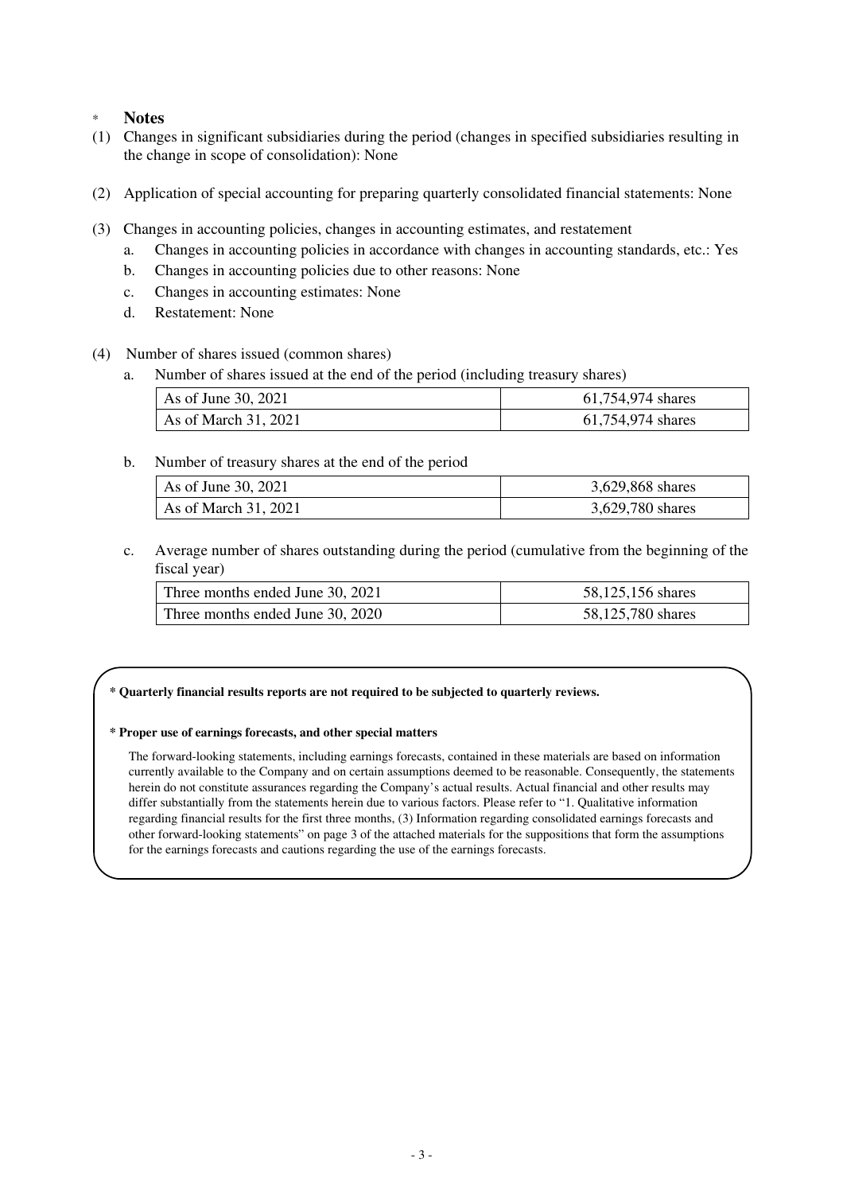\* **Notes**

(1) Changes in significant subsidiaries during the period (changes in specified subsidiaries resulting in the change in scope of consolidation): None

(2) Application of special accounting for preparing quarterly consolidated financial statements: None

(3) Changes in accounting policies, changes in accounting estimates, and restatement

   a. Changes in accounting policies in accordance with changes in accounting standards, etc.: Yes
   b. Changes in accounting policies due to other reasons: None
   c. Changes in accounting estimates: None
   d. Restatement: None

(4) Number of shares issued (common shares)

   a. Number of shares issued at the end of the period (including treasury shares)

| | |
|---|---|
| As of June 30, 2021 | 61,754,974 shares |
| As of March 31, 2021 | 61,754,974 shares |

   b. Number of treasury shares at the end of the period

| | |
|---|---|
| As of June 30, 2021 | 3,629,868 shares |
| As of March 31, 2021 | 3,629,780 shares |

   c. Average number of shares outstanding during the period (cumulative from the beginning of the fiscal year)

| | |
|---|---|
| Three months ended June 30, 2021 | 58,125,156 shares |
| Three months ended June 30, 2020 | 58,125,780 shares |

**\* Quarterly financial results reports are not required to be subjected to quarterly reviews.**

**\* Proper use of earnings forecasts, and other special matters**

The forward-looking statements, including earnings forecasts, contained in these materials are based on information currently available to the Company and on certain assumptions deemed to be reasonable. Consequently, the statements herein do not constitute assurances regarding the Company's actual results. Actual financial and other results may differ substantially from the statements herein due to various factors. Please refer to "1. Qualitative information regarding financial results for the first three months, (3) Information regarding consolidated earnings forecasts and other forward-looking statements" on page 3 of the attached materials for the suppositions that form the assumptions for the earnings forecasts and cautions regarding the use of the earnings forecasts.